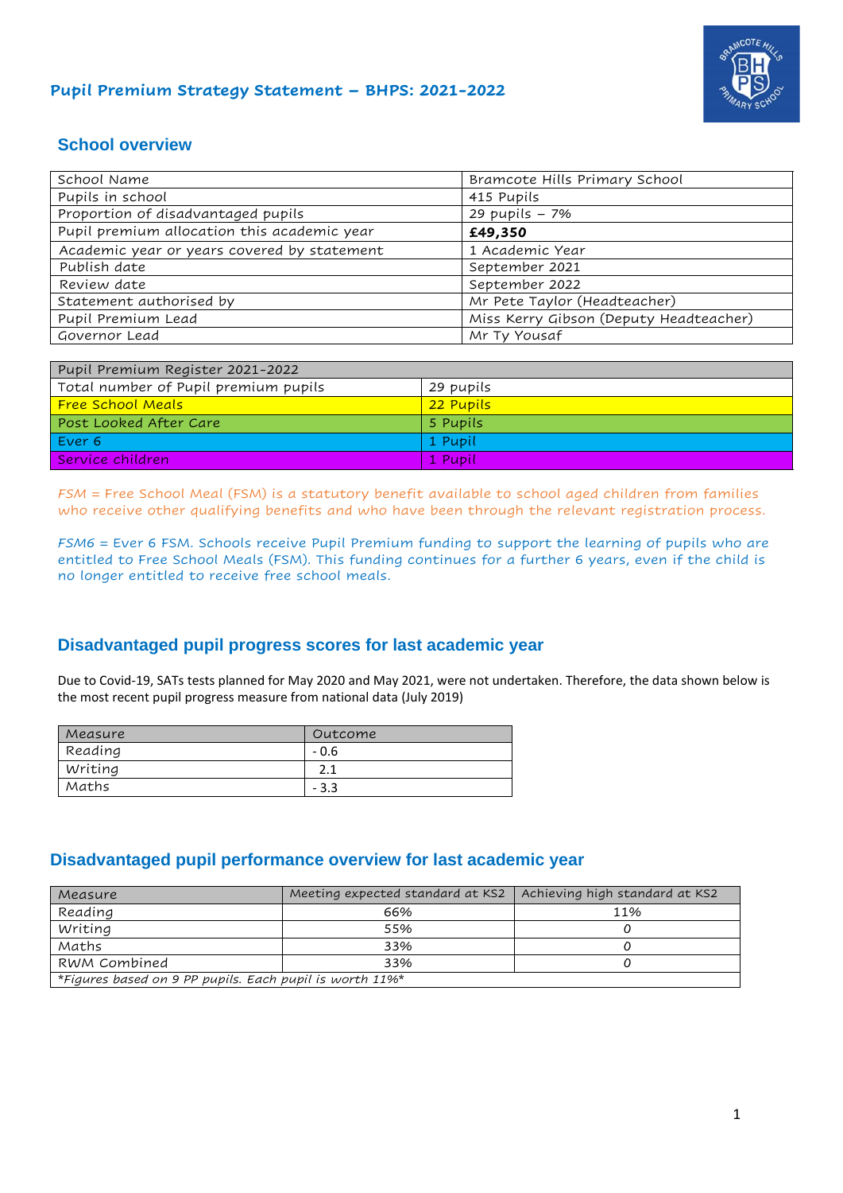# Pupil Premium Strategy Statement – BHPS: 2021-2022

## School overview

| School Name | Bramcote Hills Primary School |
|---|---|
| Pupils in school | 415 Pupils |
| Proportion of disadvantaged pupils | 29 pupils – 7% |
| Pupil premium allocation this academic year | **£49,350** |
| Academic year or years covered by statement | 1 Academic Year |
| Publish date | September 2021 |
| Review date | September 2022 |
| Statement authorised by | Mr Pete Taylor (Headteacher) |
| Pupil Premium Lead | Miss Kerry Gibson (Deputy Headteacher) |
| Governor Lead | Mr Ty Yousaf |

| Pupil Premium Register 2021-2022 | |
|---|---|
| Total number of Pupil premium pupils | 29 pupils |
| Free School Meals | 22 Pupils |
| Post Looked After Care | 5 Pupils |
| Ever 6 | 1 Pupil |
| Service children | 1 Pupil |

FSM = Free School Meal (FSM) is a statutory benefit available to school aged children from families who receive other qualifying benefits and who have been through the relevant registration process.

FSM6 = Ever 6 FSM. Schools receive Pupil Premium funding to support the learning of pupils who are entitled to Free School Meals (FSM). This funding continues for a further 6 years, even if the child is no longer entitled to receive free school meals.

## Disadvantaged pupil progress scores for last academic year

Due to Covid-19, SATs tests planned for May 2020 and May 2021, were not undertaken. Therefore, the data shown below is the most recent pupil progress measure from national data (July 2019)

| Measure | Outcome |
|---|---|
| Reading | - 0.6 |
| Writing | 2.1 |
| Maths | - 3.3 |

## Disadvantaged pupil performance overview for last academic year

| Measure | Meeting expected standard at KS2 | Achieving high standard at KS2 |
|---|---|---|
| Reading | 66% | 11% |
| Writing | 55% | 0 |
| Maths | 33% | 0 |
| RWM Combined | 33% | 0 |
| *Figures based on 9 PP pupils. Each pupil is worth 11%* | | |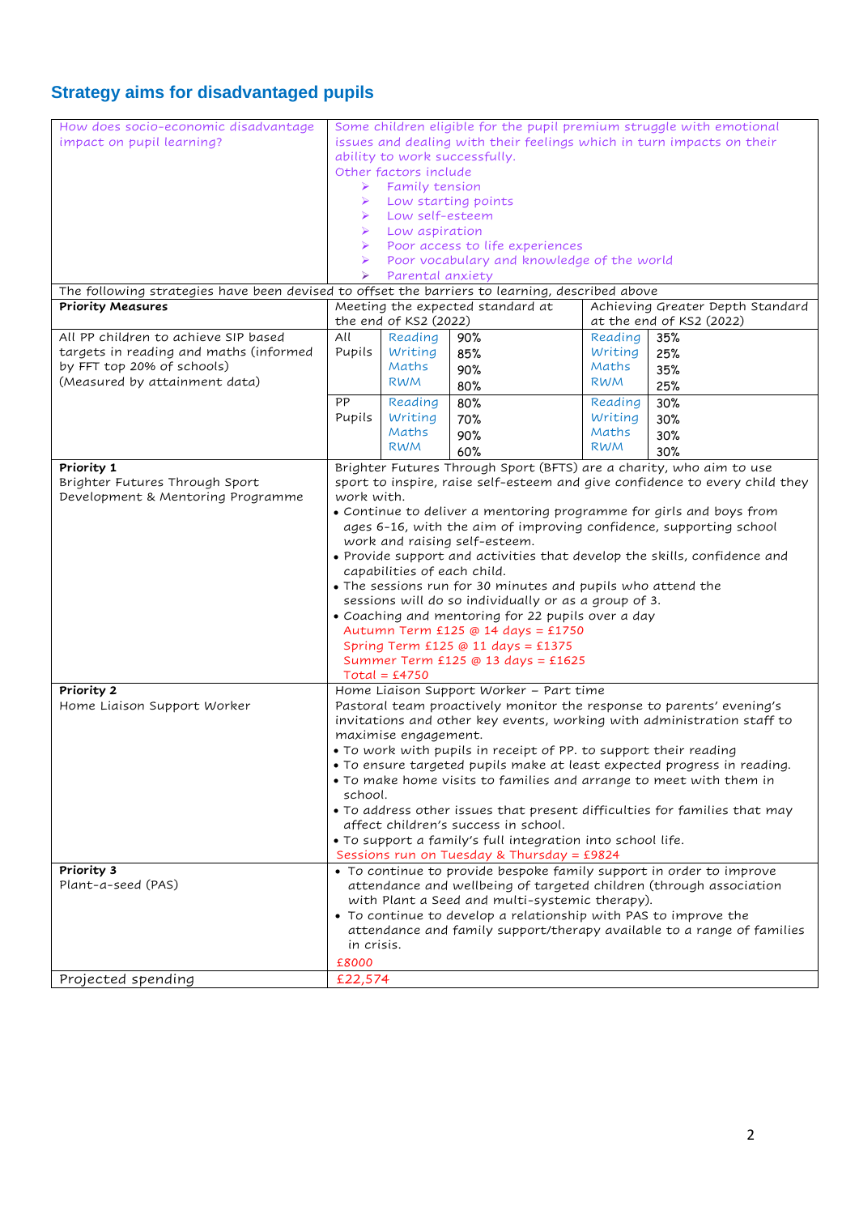## Strategy aims for disadvantaged pupils

| How does socio-economic disadvantage impact on pupil learning? | Some children eligible for the pupil premium struggle with emotional issues and dealing with their feelings which in turn impacts on their ability to work successfully.<br>Other factors include<br>➢ Family tension<br>➢ Low starting points<br>➢ Low self-esteem<br>➢ Low aspiration<br>➢ Poor access to life experiences<br>➢ Poor vocabulary and knowledge of the world<br>➢ Parental anxiety | | | | |
|---|---|---|---|---|---|
| The following strategies have been devised to offset the barriers to learning, described above | | | | | |
| **Priority Measures** | Meeting the expected standard at the end of KS2 (2022) | | | Achieving Greater Depth Standard at the end of KS2 (2022) | |
| All PP children to achieve SIP based targets in reading and maths (informed by FFT top 20% of schools)<br>(Measured by attainment data) | All Pupils | Reading<br>Writing<br>Maths<br>RWM | 90%<br>85%<br>90%<br>80% | Reading<br>Writing<br>Maths<br>RWM | 35%<br>25%<br>35%<br>25% |
| | PP Pupils | Reading<br>Writing<br>Maths<br>RWM | 80%<br>70%<br>90%<br>60% | Reading<br>Writing<br>Maths<br>RWM | 30%<br>30%<br>30%<br>30% |
| **Priority 1**<br>Brighter Futures Through Sport Development & Mentoring Programme | Brighter Futures Through Sport (BFTS) are a charity, who aim to use sport to inspire, raise self-esteem and give confidence to every child they work with.<br>• Continue to deliver a mentoring programme for girls and boys from ages 6-16, with the aim of improving confidence, supporting school work and raising self-esteem.<br>• Provide support and activities that develop the skills, confidence and capabilities of each child.<br>• The sessions run for 30 minutes and pupils who attend the sessions will do so individually or as a group of 3.<br>• Coaching and mentoring for 22 pupils over a day<br>Autumn Term £125 @ 14 days = £1750<br>Spring Term £125 @ 11 days = £1375<br>Summer Term £125 @ 13 days = £1625<br>Total = £4750 | | | | |
| **Priority 2**<br>Home Liaison Support Worker | Home Liaison Support Worker – Part time<br>Pastoral team proactively monitor the response to parents' evening's invitations and other key events, working with administration staff to maximise engagement.<br>• To work with pupils in receipt of PP. to support their reading<br>• To ensure targeted pupils make at least expected progress in reading.<br>• To make home visits to families and arrange to meet with them in school.<br>• To address other issues that present difficulties for families that may affect children's success in school.<br>• To support a family's full integration into school life.<br>Sessions run on Tuesday & Thursday = £9824 | | | | |
| **Priority 3**<br>Plant-a-seed (PAS) | • To continue to provide bespoke family support in order to improve attendance and wellbeing of targeted children (through association with Plant a Seed and multi-systemic therapy).<br>• To continue to develop a relationship with PAS to improve the attendance and family support/therapy available to a range of families in crisis.<br>£8000 | | | | |
| Projected spending | £22,574 | | | | |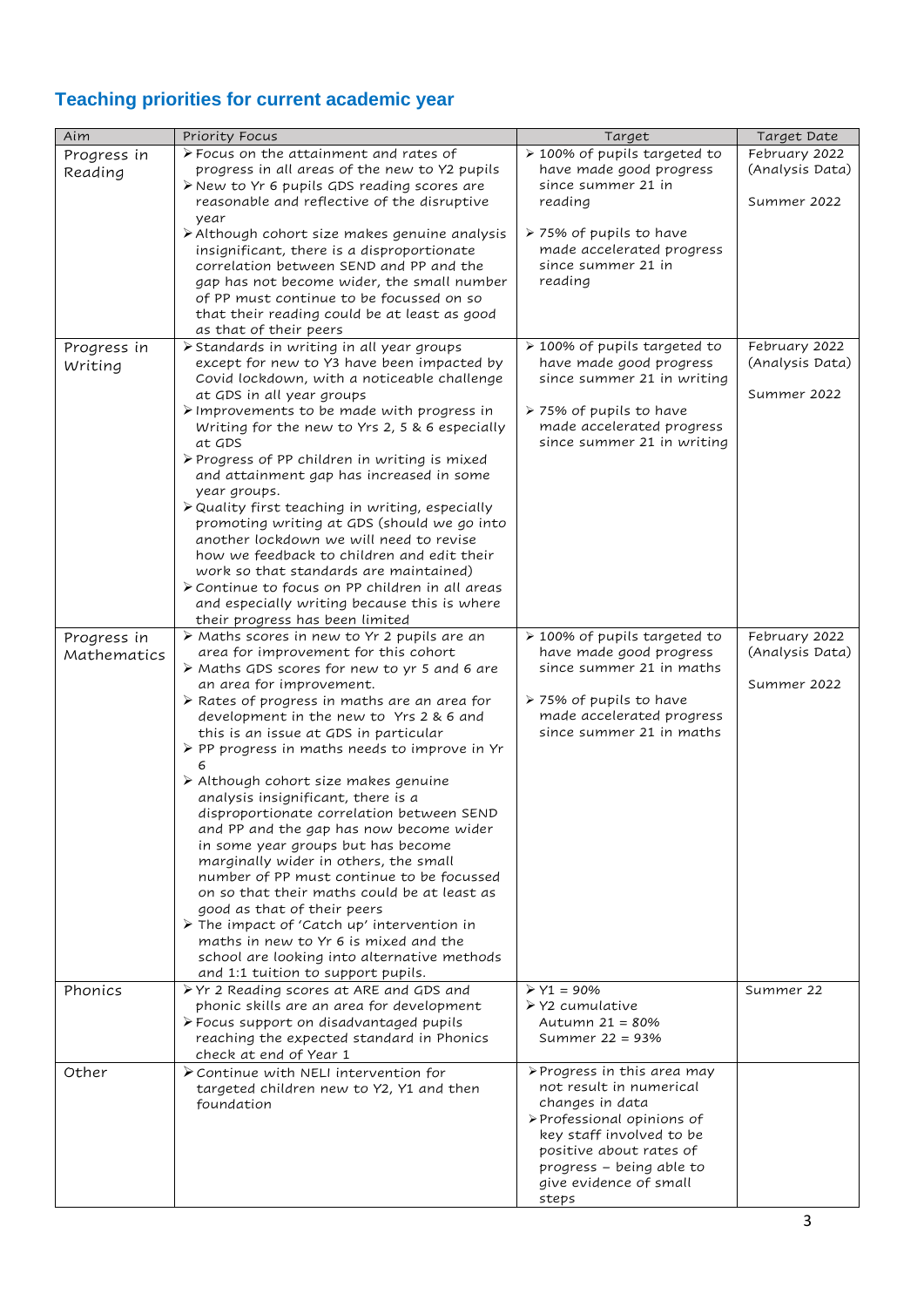## Teaching priorities for current academic year

| Aim | Priority Focus | Target | Target Date |
|---|---|---|---|
| Progress in Reading | ➢ Focus on the attainment and rates of progress in all areas of the new to Y2 pupils<br>➢ New to Yr 6 pupils GDS reading scores are reasonable and reflective of the disruptive year<br>➢ Although cohort size makes genuine analysis insignificant, there is a disproportionate correlation between SEND and PP and the gap has not become wider, the small number of PP must continue to be focussed on so that their reading could be at least as good as that of their peers | ➢ 100% of pupils targeted to have made good progress since summer 21 in reading<br>➢ 75% of pupils to have made accelerated progress since summer 21 in reading | February 2022 (Analysis Data)<br>Summer 2022 |
| Progress in Writing | ➢ Standards in writing in all year groups except for new to Y3 have been impacted by Covid lockdown, with a noticeable challenge at GDS in all year groups<br>➢ Improvements to be made with progress in Writing for the new to Yrs 2, 5 & 6 especially at GDS<br>➢ Progress of PP children in writing is mixed and attainment gap has increased in some year groups.<br>➢ Quality first teaching in writing, especially promoting writing at GDS (should we go into another lockdown we will need to revise how we feedback to children and edit their work so that standards are maintained)<br>➢ Continue to focus on PP children in all areas and especially writing because this is where their progress has been limited | ➢ 100% of pupils targeted to have made good progress since summer 21 in writing<br>➢ 75% of pupils to have made accelerated progress since summer 21 in writing | February 2022 (Analysis Data)<br>Summer 2022 |
| Progress in Mathematics | ➢ Maths scores in new to Yr 2 pupils are an area for improvement for this cohort<br>➢ Maths GDS scores for new to yr 5 and 6 are an area for improvement.<br>➢ Rates of progress in maths are an area for development in the new to Yrs 2 & 6 and this is an issue at GDS in particular<br>➢ PP progress in maths needs to improve in Yr 6<br>➢ Although cohort size makes genuine analysis insignificant, there is a disproportionate correlation between SEND and PP and the gap has now become wider in some year groups but has become marginally wider in others, the small number of PP must continue to be focussed on so that their maths could be at least as good as that of their peers<br>➢ The impact of 'Catch up' intervention in maths in new to Yr 6 is mixed and the school are looking into alternative methods and 1:1 tuition to support pupils. | ➢ 100% of pupils targeted to have made good progress since summer 21 in maths<br>➢ 75% of pupils to have made accelerated progress since summer 21 in maths | February 2022 (Analysis Data)<br>Summer 2022 |
| Phonics | ➢ Yr 2 Reading scores at ARE and GDS and phonic skills are an area for development<br>➢ Focus support on disadvantaged pupils reaching the expected standard in Phonics check at end of Year 1 | ➢ Y1 = 90%<br>➢ Y2 cumulative Autumn 21 = 80% Summer 22 = 93% | Summer 22 |
| Other | ➢ Continue with NELI intervention for targeted children new to Y2, Y1 and then foundation | ➢ Progress in this area may not result in numerical changes in data<br>➢ Professional opinions of key staff involved to be positive about rates of progress – being able to give evidence of small steps | |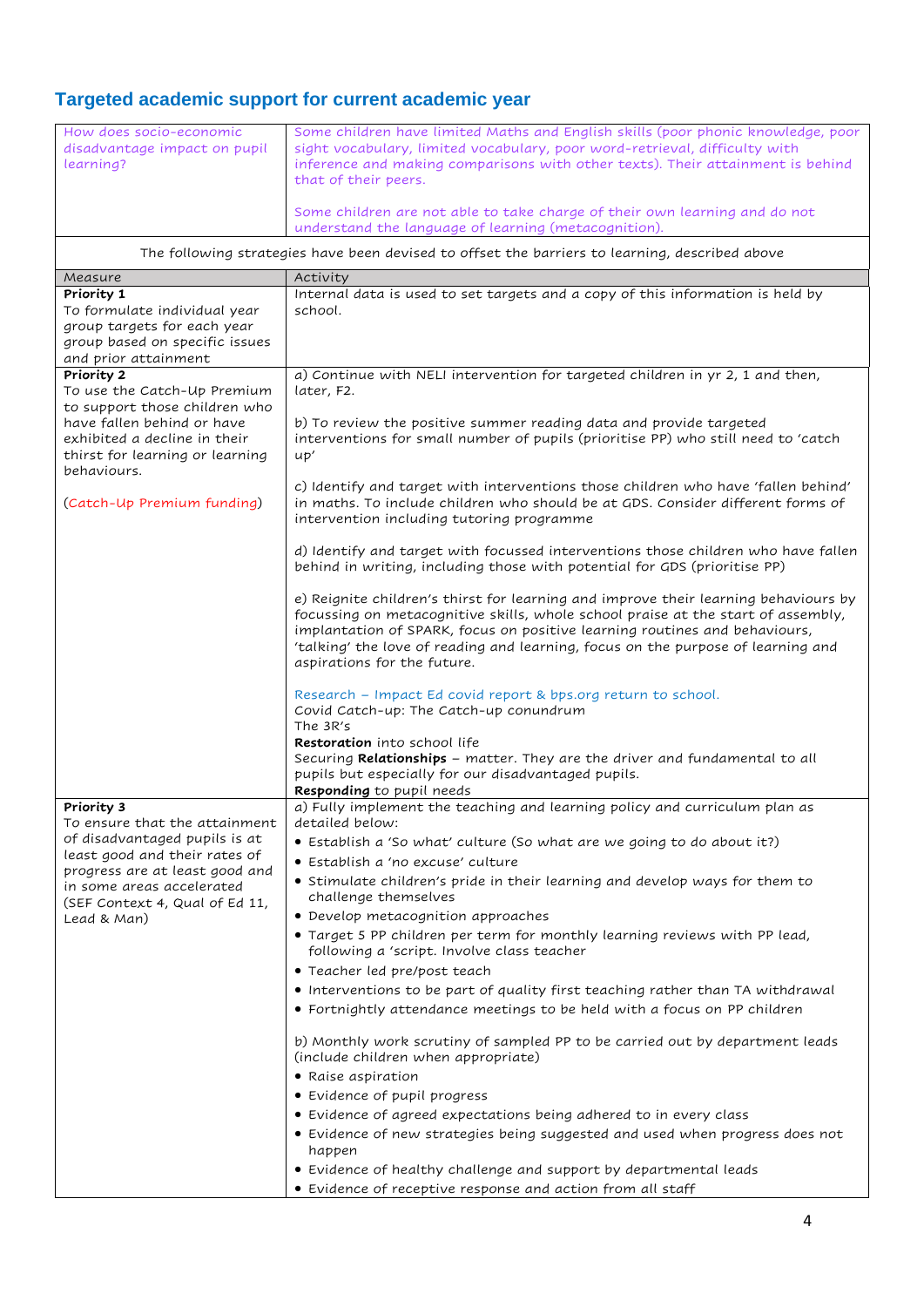## Targeted academic support for current academic year

| How does socio-economic disadvantage impact on pupil learning? | Some children have limited Maths and English skills (poor phonic knowledge, poor sight vocabulary, limited vocabulary, poor word-retrieval, difficulty with inference and making comparisons with other texts). Their attainment is behind that of their peers.<br><br>Some children are not able to take charge of their own learning and do not understand the language of learning (metacognition). |
|---|---|
| The following strategies have been devised to offset the barriers to learning, described above | |
| Measure | Activity |
| **Priority 1**<br>To formulate individual year group targets for each year group based on specific issues and prior attainment | Internal data is used to set targets and a copy of this information is held by school. |
| **Priority 2**<br>To use the Catch-Up Premium to support those children who have fallen behind or have exhibited a decline in their thirst for learning or learning behaviours.<br><br>(Catch-Up Premium funding) | a) Continue with NELI intervention for targeted children in yr 2, 1 and then, later, F2.<br><br>b) To review the positive summer reading data and provide targeted interventions for small number of pupils (prioritise PP) who still need to 'catch up'<br><br>c) Identify and target with interventions those children who have 'fallen behind' in maths. To include children who should be at GDS. Consider different forms of intervention including tutoring programme<br><br>d) Identify and target with focussed interventions those children who have fallen behind in writing, including those with potential for GDS (prioritise PP)<br><br>e) Reignite children's thirst for learning and improve their learning behaviours by focussing on metacognitive skills, whole school praise at the start of assembly, implantation of SPARK, focus on positive learning routines and behaviours, 'talking' the love of reading and learning, focus on the purpose of learning and aspirations for the future.<br><br>Research – Impact Ed covid report & bps.org return to school.<br>Covid Catch-up: The Catch-up conundrum<br>The 3R's<br>**Restoration** into school life<br>Securing **Relationships** – matter. They are the driver and fundamental to all pupils but especially for our disadvantaged pupils.<br>**Responding** to pupil needs |
| **Priority 3**<br>To ensure that the attainment of disadvantaged pupils is at least good and their rates of progress are at least good and in some areas accelerated (SEF Context 4, Qual of Ed 11, Lead & Man) | a) Fully implement the teaching and learning policy and curriculum plan as detailed below:<br>• Establish a 'So what' culture (So what are we going to do about it?)<br>• Establish a 'no excuse' culture<br>• Stimulate children's pride in their learning and develop ways for them to challenge themselves<br>• Develop metacognition approaches<br>• Target 5 PP children per term for monthly learning reviews with PP lead, following a 'script. Involve class teacher<br>• Teacher led pre/post teach<br>• Interventions to be part of quality first teaching rather than TA withdrawal<br>• Fortnightly attendance meetings to be held with a focus on PP children<br><br>b) Monthly work scrutiny of sampled PP to be carried out by department leads (include children when appropriate)<br>• Raise aspiration<br>• Evidence of pupil progress<br>• Evidence of agreed expectations being adhered to in every class<br>• Evidence of new strategies being suggested and used when progress does not happen<br>• Evidence of healthy challenge and support by departmental leads<br>• Evidence of receptive response and action from all staff |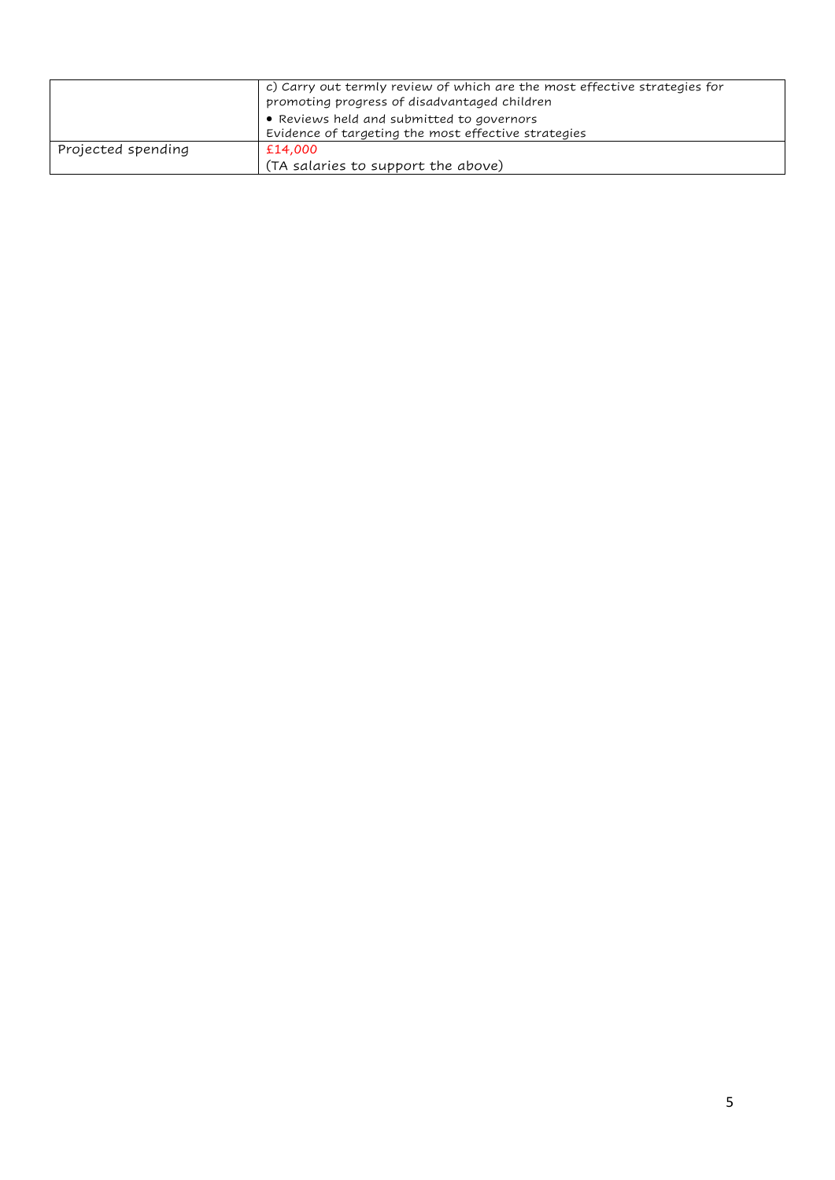| | |
|---|---|
| | c) Carry out termly review of which are the most effective strategies for promoting progress of disadvantaged children<br>• Reviews held and submitted to governors<br>Evidence of targeting the most effective strategies |
| Projected spending | £14,000<br>(TA salaries to support the above) |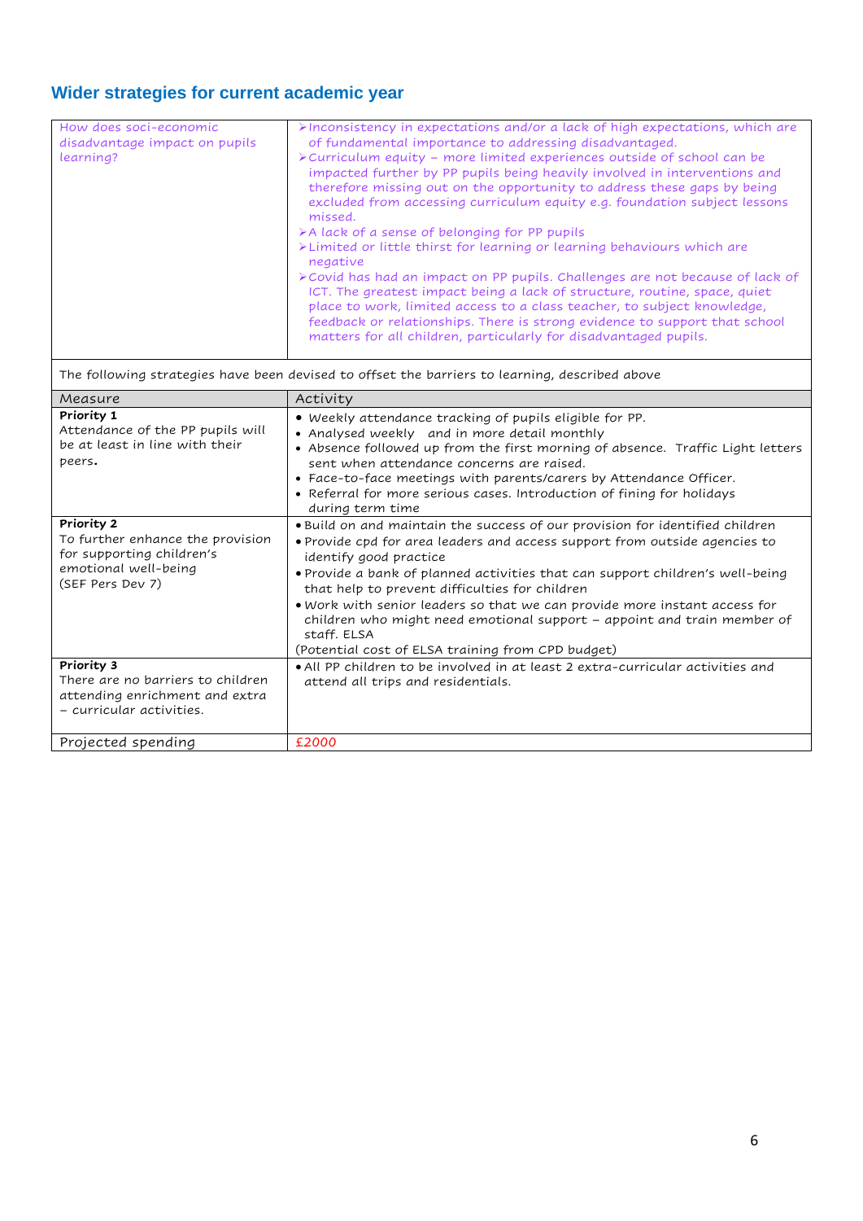## Wider strategies for current academic year

| How does soci-economic disadvantage impact on pupils learning? | ➢ Inconsistency in expectations and/or a lack of high expectations, which are of fundamental importance to addressing disadvantaged.<br>➢ Curriculum equity – more limited experiences outside of school can be impacted further by PP pupils being heavily involved in interventions and therefore missing out on the opportunity to address these gaps by being excluded from accessing curriculum equity e.g. foundation subject lessons missed.<br>➢ A lack of a sense of belonging for PP pupils<br>➢ Limited or little thirst for learning or learning behaviours which are negative<br>➢ Covid has had an impact on PP pupils. Challenges are not because of lack of ICT. The greatest impact being a lack of structure, routine, space, quiet place to work, limited access to a class teacher, to subject knowledge, feedback or relationships. There is strong evidence to support that school matters for all children, particularly for disadvantaged pupils. |
|---|---|
| The following strategies have been devised to offset the barriers to learning, described above | |
| Measure | Activity |
| **Priority 1**<br>Attendance of the PP pupils will be at least in line with their peers**.** | • Weekly attendance tracking of pupils eligible for PP.<br>• Analysed weekly and in more detail monthly<br>• Absence followed up from the first morning of absence. Traffic Light letters sent when attendance concerns are raised.<br>• Face-to-face meetings with parents/carers by Attendance Officer.<br>• Referral for more serious cases. Introduction of fining for holidays during term time |
| **Priority 2**<br>To further enhance the provision for supporting children's emotional well-being<br>(SEF Pers Dev 7) | • Build on and maintain the success of our provision for identified children<br>• Provide cpd for area leaders and access support from outside agencies to identify good practice<br>• Provide a bank of planned activities that can support children's well-being that help to prevent difficulties for children<br>• Work with senior leaders so that we can provide more instant access for children who might need emotional support – appoint and train member of staff. ELSA<br>(Potential cost of ELSA training from CPD budget) |
| **Priority 3**<br>There are no barriers to children attending enrichment and extra – curricular activities. | • All PP children to be involved in at least 2 extra-curricular activities and attend all trips and residentials. |
| Projected spending | £2000 |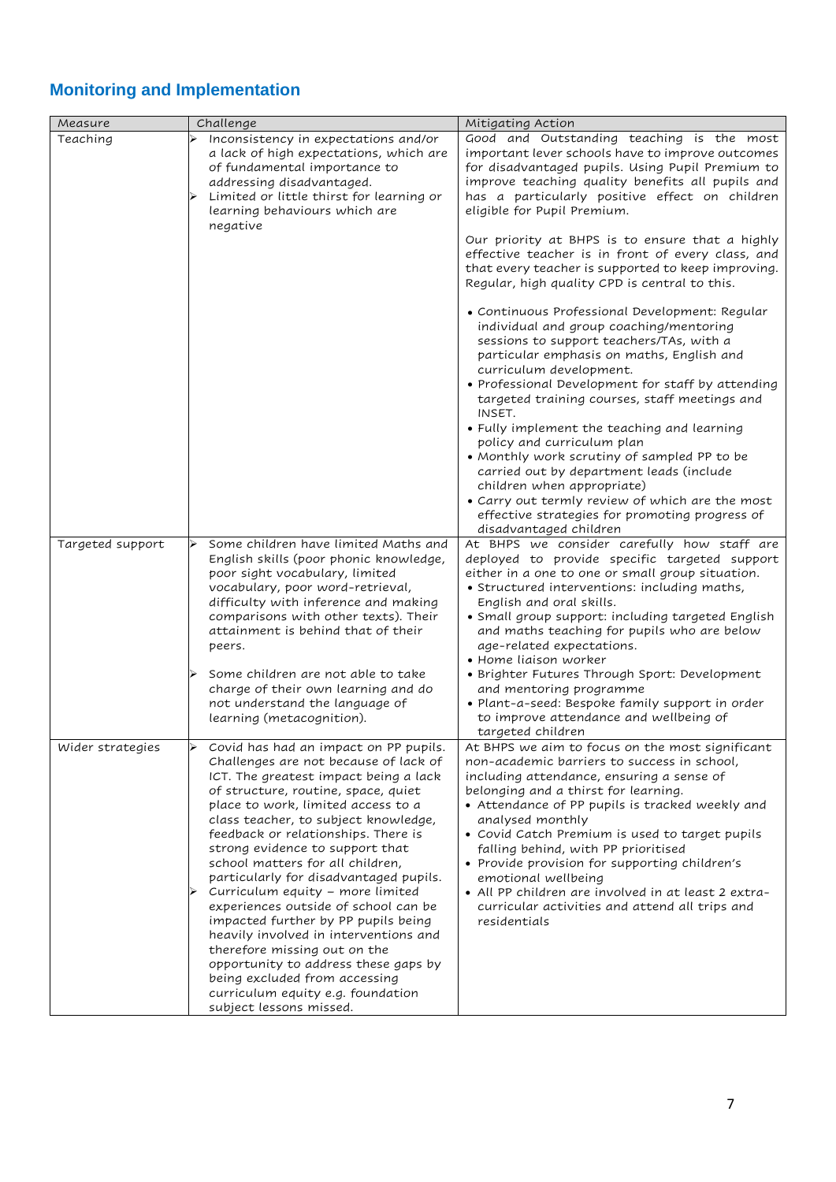## Monitoring and Implementation

| Measure | Challenge | Mitigating Action |
|---|---|---|
| Teaching | ➢ Inconsistency in expectations and/or a lack of high expectations, which are of fundamental importance to addressing disadvantaged.<br>➢ Limited or little thirst for learning or learning behaviours which are negative | Good and Outstanding teaching is the most important lever schools have to improve outcomes for disadvantaged pupils. Using Pupil Premium to improve teaching quality benefits all pupils and has a particularly positive effect on children eligible for Pupil Premium.<br><br>Our priority at BHPS is to ensure that a highly effective teacher is in front of every class, and that every teacher is supported to keep improving. Regular, high quality CPD is central to this.<br><br>• Continuous Professional Development: Regular individual and group coaching/mentoring sessions to support teachers/TAs, with a particular emphasis on maths, English and curriculum development.<br>• Professional Development for staff by attending targeted training courses, staff meetings and INSET.<br>• Fully implement the teaching and learning policy and curriculum plan<br>• Monthly work scrutiny of sampled PP to be carried out by department leads (include children when appropriate)<br>• Carry out termly review of which are the most effective strategies for promoting progress of disadvantaged children |
| Targeted support | ➢ Some children have limited Maths and English skills (poor phonic knowledge, poor sight vocabulary, limited vocabulary, poor word-retrieval, difficulty with inference and making comparisons with other texts). Their attainment is behind that of their peers.<br><br>➢ Some children are not able to take charge of their own learning and do not understand the language of learning (metacognition). | At BHPS we consider carefully how staff are deployed to provide specific targeted support either in a one to one or small group situation.<br>• Structured interventions: including maths, English and oral skills.<br>• Small group support: including targeted English and maths teaching for pupils who are below age-related expectations.<br>• Home liaison worker<br>• Brighter Futures Through Sport: Development and mentoring programme<br>• Plant-a-seed: Bespoke family support in order to improve attendance and wellbeing of targeted children |
| Wider strategies | ➢ Covid has had an impact on PP pupils. Challenges are not because of lack of ICT. The greatest impact being a lack of structure, routine, space, quiet place to work, limited access to a class teacher, to subject knowledge, feedback or relationships. There is strong evidence to support that school matters for all children, particularly for disadvantaged pupils.<br>➢ Curriculum equity – more limited experiences outside of school can be impacted further by PP pupils being heavily involved in interventions and therefore missing out on the opportunity to address these gaps by being excluded from accessing curriculum equity e.g. foundation subject lessons missed. | At BHPS we aim to focus on the most significant non-academic barriers to success in school, including attendance, ensuring a sense of belonging and a thirst for learning.<br>• Attendance of PP pupils is tracked weekly and analysed monthly<br>• Covid Catch Premium is used to target pupils falling behind, with PP prioritised<br>• Provide provision for supporting children's emotional wellbeing<br>• All PP children are involved in at least 2 extra-curricular activities and attend all trips and residentials |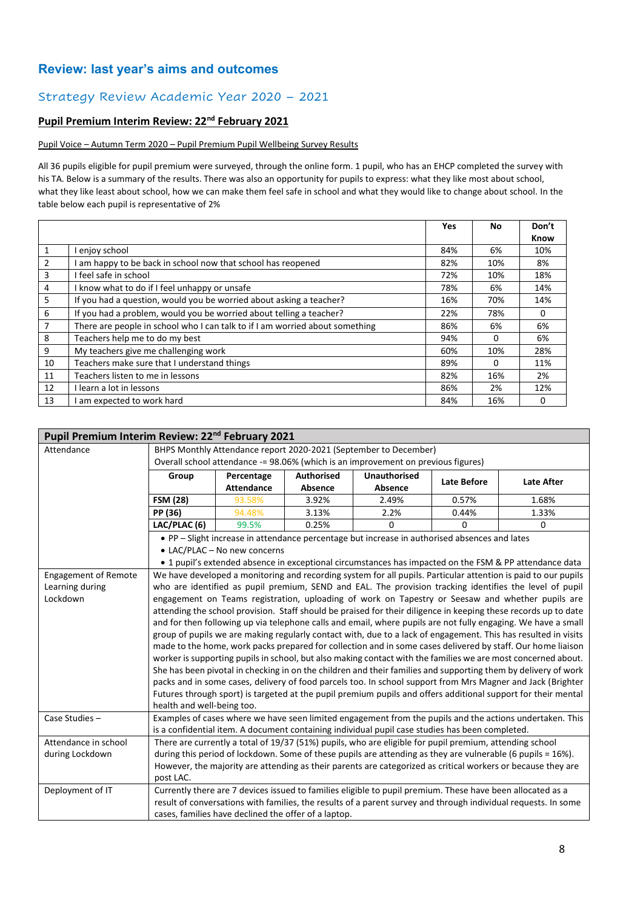## Review: last year's aims and outcomes

### Strategy Review Academic Year 2020 – 2021

**Pupil Premium Interim Review: 22nd February 2021**

Pupil Voice – Autumn Term 2020 – Pupil Premium Pupil Wellbeing Survey Results

All 36 pupils eligible for pupil premium were surveyed, through the online form. 1 pupil, who has an EHCP completed the survey with his TA. Below is a summary of the results. There was also an opportunity for pupils to express: what they like most about school, what they like least about school, how we can make them feel safe in school and what they would like to change about school. In the table below each pupil is representative of 2%

| | | Yes | No | Don't Know |
|---|---|---|---|---|
| 1 | I enjoy school | 84% | 6% | 10% |
| 2 | I am happy to be back in school now that school has reopened | 82% | 10% | 8% |
| 3 | I feel safe in school | 72% | 10% | 18% |
| 4 | I know what to do if I feel unhappy or unsafe | 78% | 6% | 14% |
| 5 | If you had a question, would you be worried about asking a teacher? | 16% | 70% | 14% |
| 6 | If you had a problem, would you be worried about telling a teacher? | 22% | 78% | 0 |
| 7 | There are people in school who I can talk to if I am worried about something | 86% | 6% | 6% |
| 8 | Teachers help me to do my best | 94% | 0 | 6% |
| 9 | My teachers give me challenging work | 60% | 10% | 28% |
| 10 | Teachers make sure that I understand things | 89% | 0 | 11% |
| 11 | Teachers listen to me in lessons | 82% | 16% | 2% |
| 12 | I learn a lot in lessons | 86% | 2% | 12% |
| 13 | I am expected to work hard | 84% | 16% | 0 |

| **Pupil Premium Interim Review: 22nd February 2021** | |
|---|---|
| Attendance | BHPS Monthly Attendance report 2020-2021 (September to December)<br>Overall school attendance -= 98.06% (which is an improvement on previous figures)<br><br>Group / Percentage Attendance / Authorised Absence / Unauthorised Absence / Late Before / Late After<br>FSM (28): 93.58% / 3.92% / 2.49% / 0.57% / 1.68%<br>PP (36): 94.48% / 3.13% / 2.2% / 0.44% / 1.33%<br>LAC/PLAC (6): 99.5% / 0.25% / 0 / 0 / 0<br><br>• PP – Slight increase in attendance percentage but increase in authorised absences and lates<br>• LAC/PLAC – No new concerns<br>• 1 pupil's extended absence in exceptional circumstances has impacted on the FSM & PP attendance data |
| Engagement of Remote Learning during Lockdown | We have developed a monitoring and recording system for all pupils. Particular attention is paid to our pupils who are identified as pupil premium, SEND and EAL. The provision tracking identifies the level of pupil engagement on Teams registration, uploading of work on Tapestry or Seesaw and whether pupils are attending the school provision. Staff should be praised for their diligence in keeping these records up to date and for then following up via telephone calls and email, where pupils are not fully engaging. We have a small group of pupils we are making regularly contact with, due to a lack of engagement. This has resulted in visits made to the home, work packs prepared for collection and in some cases delivered by staff. Our home liaison worker is supporting pupils in school, but also making contact with the families we are most concerned about. She has been pivotal in checking in on the children and their families and supporting them by delivery of work packs and in some cases, delivery of food parcels too. In school support from Mrs Magner and Jack (Brighter Futures through sport) is targeted at the pupil premium pupils and offers additional support for their mental health and well-being too. |
| Case Studies – | Examples of cases where we have seen limited engagement from the pupils and the actions undertaken. This is a confidential item. A document containing individual pupil case studies has been completed. |
| Attendance in school during Lockdown | There are currently a total of 19/37 (51%) pupils, who are eligible for pupil premium, attending school during this period of lockdown. Some of these pupils are attending as they are vulnerable (6 pupils = 16%). However, the majority are attending as their parents are categorized as critical workers or because they are post LAC. |
| Deployment of IT | Currently there are 7 devices issued to families eligible to pupil premium. These have been allocated as a result of conversations with families, the results of a parent survey and through individual requests. In some cases, families have declined the offer of a laptop. |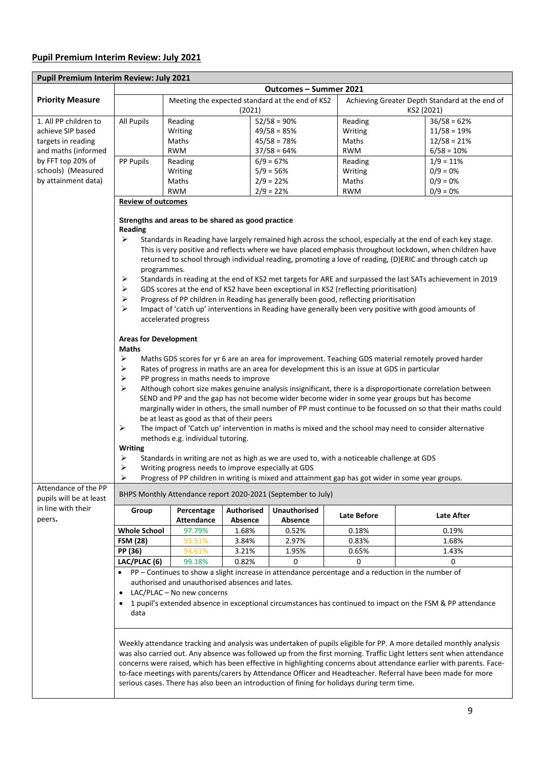## Pupil Premium Interim Review: July 2021

**Pupil Premium Interim Review: July 2021**

| Priority Measure | Outcomes – Summer 2021 | | | | |
|---|---|---|---|---|---|
| | | Meeting the expected standard at the end of KS2 (2021) | | Achieving Greater Depth Standard at the end of KS2 (2021) | |
| 1. All PP children to achieve SIP based targets in reading and maths (informed by FFT top 20% of schools) (Measured by attainment data) | All Pupils | Reading<br>Writing<br>Maths<br>RWM | 52/58 = 90%<br>49/58 = 85%<br>45/58 = 78%<br>37/58 = 64% | Reading<br>Writing<br>Maths<br>RWM | 36/58 = 62%<br>11/58 = 19%<br>12/58 = 21%<br>6/58 = 10% |
| | PP Pupils | Reading<br>Writing<br>Maths<br>RWM | 6/9 = 67%<br>5/9 = 56%<br>2/9 = 22%<br>2/9 = 22% | Reading<br>Writing<br>Maths<br>RWM | 1/9 = 11%<br>0/9 = 0%<br>0/9 = 0%<br>0/9 = 0% |

**Review of outcomes**

**Strengths and areas to be shared as good practice**

**Reading**

- Standards in Reading have largely remained high across the school, especially at the end of each key stage. This is very positive and reflects where we have placed emphasis throughout lockdown, when children have returned to school through individual reading, promoting a love of reading, (D)ERIC and through catch up programmes.
- Standards in reading at the end of KS2 met targets for ARE and surpassed the last SATs achievement in 2019
- GDS scores at the end of KS2 have been exceptional in KS2 (reflecting prioritisation)
- Progress of PP children in Reading has generally been good, reflecting prioritisation
- Impact of 'catch up' interventions in Reading have generally been very positive with good amounts of accelerated progress

**Areas for Development**

**Maths**

- Maths GDS scores for yr 6 are an area for improvement. Teaching GDS material remotely proved harder
- Rates of progress in maths are an area for development this is an issue at GDS in particular
- PP progress in maths needs to improve
- Although cohort size makes genuine analysis insignificant, there is a disproportionate correlation between SEND and PP and the gap has not become wider become wider in some year groups but has become marginally wider in others, the small number of PP must continue to be focussed on so that their maths could be at least as good as that of their peers
- The impact of 'Catch up' intervention in maths is mixed and the school may need to consider alternative methods e.g. individual tutoring.

**Writing**

- Standards in writing are not as high as we are used to, with a noticeable challenge at GDS
- Writing progress needs to improve especially at GDS
- Progress of PP children in writing is mixed and attainment gap has got wider in some year groups.

**Attendance of the PP pupils will be at least in line with their peers.**

BHPS Monthly Attendance report 2020-2021 (September to July)

| Group | Percentage Attendance | Authorised Absence | Unauthorised Absence | Late Before | Late After |
|---|---|---|---|---|---|
| **Whole School** | 97.79% | 1.68% | 0.52% | 0.18% | 0.19% |
| **FSM (28)** | 93.51% | 3.84% | 2.97% | 0.83% | 1.68% |
| **PP (36)** | 94.61% | 3.21% | 1.95% | 0.65% | 1.43% |
| **LAC/PLAC (6)** | 99.18% | 0.82% | 0 | 0 | 0 |

- PP – Continues to show a slight increase in attendance percentage and a reduction in the number of authorised and unauthorised absences and lates.
- LAC/PLAC – No new concerns
- 1 pupil's extended absence in exceptional circumstances has continued to impact on the FSM & PP attendance data

Weekly attendance tracking and analysis was undertaken of pupils eligible for PP. A more detailed monthly analysis was also carried out. Any absence was followed up from the first morning. Traffic Light letters sent when attendance concerns were raised, which has been effective in highlighting concerns about attendance earlier with parents. Face-to-face meetings with parents/carers by Attendance Officer and Headteacher. Referral have been made for more serious cases. There has also been an introduction of fining for holidays during term time.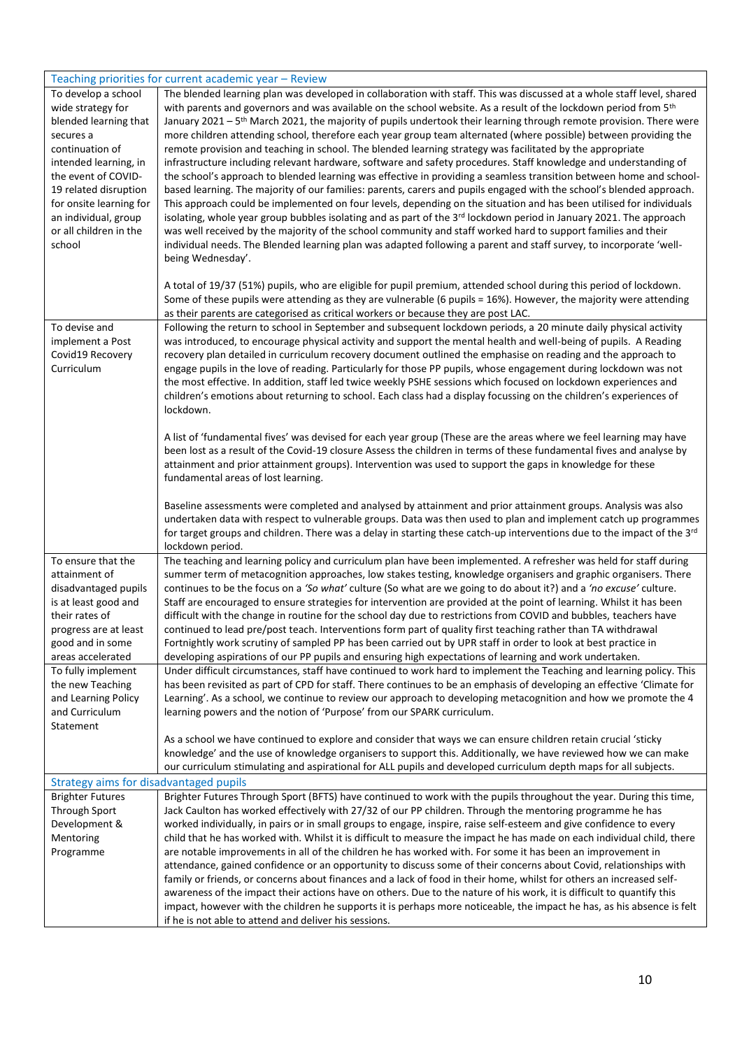| Teaching priorities for current academic year – Review | |
|---|---|
| To develop a school wide strategy for blended learning that secures a continuation of intended learning, in the event of COVID-19 related disruption for onsite learning for an individual, group or all children in the school | The blended learning plan was developed in collaboration with staff. This was discussed at a whole staff level, shared with parents and governors and was available on the school website. As a result of the lockdown period from 5th January 2021 – 5th March 2021, the majority of pupils undertook their learning through remote provision. There were more children attending school, therefore each year group team alternated (where possible) between providing the remote provision and teaching in school. The blended learning strategy was facilitated by the appropriate infrastructure including relevant hardware, software and safety procedures. Staff knowledge and understanding of the school's approach to blended learning was effective in providing a seamless transition between home and school-based learning. The majority of our families: parents, carers and pupils engaged with the school's blended approach. This approach could be implemented on four levels, depending on the situation and has been utilised for individuals isolating, whole year group bubbles isolating and as part of the 3rd lockdown period in January 2021. The approach was well received by the majority of the school community and staff worked hard to support families and their individual needs. The Blended learning plan was adapted following a parent and staff survey, to incorporate 'well-being Wednesday'.<br><br>A total of 19/37 (51%) pupils, who are eligible for pupil premium, attended school during this period of lockdown. Some of these pupils were attending as they are vulnerable (6 pupils = 16%). However, the majority were attending as their parents are categorised as critical workers or because they are post LAC. |
| To devise and implement a Post Covid19 Recovery Curriculum | Following the return to school in September and subsequent lockdown periods, a 20 minute daily physical activity was introduced, to encourage physical activity and support the mental health and well-being of pupils. A Reading recovery plan detailed in curriculum recovery document outlined the emphasise on reading and the approach to engage pupils in the love of reading. Particularly for those PP pupils, whose engagement during lockdown was not the most effective. In addition, staff led twice weekly PSHE sessions which focused on lockdown experiences and children's emotions about returning to school. Each class had a display focussing on the children's experiences of lockdown.<br><br>A list of 'fundamental fives' was devised for each year group (These are the areas where we feel learning may have been lost as a result of the Covid-19 closure Assess the children in terms of these fundamental fives and analyse by attainment and prior attainment groups). Intervention was used to support the gaps in knowledge for these fundamental areas of lost learning.<br><br>Baseline assessments were completed and analysed by attainment and prior attainment groups. Analysis was also undertaken data with respect to vulnerable groups. Data was then used to plan and implement catch up programmes for target groups and children. There was a delay in starting these catch-up interventions due to the impact of the 3rd lockdown period. |
| To ensure that the attainment of disadvantaged pupils is at least good and their rates of progress are at least good and in some areas accelerated | The teaching and learning policy and curriculum plan have been implemented. A refresher was held for staff during summer term of metacognition approaches, low stakes testing, knowledge organisers and graphic organisers. There continues to be the focus on a *'So what'* culture (So what are we going to do about it?) and a *'no excuse'* culture. Staff are encouraged to ensure strategies for intervention are provided at the point of learning. Whilst it has been difficult with the change in routine for the school day due to restrictions from COVID and bubbles, teachers have continued to lead pre/post teach. Interventions form part of quality first teaching rather than TA withdrawal Fortnightly work scrutiny of sampled PP has been carried out by UPR staff in order to look at best practice in developing aspirations of our PP pupils and ensuring high expectations of learning and work undertaken. |
| To fully implement the new Teaching and Learning Policy and Curriculum Statement | Under difficult circumstances, staff have continued to work hard to implement the Teaching and learning policy. This has been revisited as part of CPD for staff. There continues to be an emphasis of developing an effective 'Climate for Learning'. As a school, we continue to review our approach to developing metacognition and how we promote the 4 learning powers and the notion of 'Purpose' from our SPARK curriculum.<br><br>As a school we have continued to explore and consider that ways we can ensure children retain crucial 'sticky knowledge' and the use of knowledge organisers to support this. Additionally, we have reviewed how we can make our curriculum stimulating and aspirational for ALL pupils and developed curriculum depth maps for all subjects. |
| Strategy aims for disadvantaged pupils | |
| Brighter Futures Through Sport Development & Mentoring Programme | Brighter Futures Through Sport (BFTS) have continued to work with the pupils throughout the year. During this time, Jack Caulton has worked effectively with 27/32 of our PP children. Through the mentoring programme he has worked individually, in pairs or in small groups to engage, inspire, raise self-esteem and give confidence to every child that he has worked with. Whilst it is difficult to measure the impact he has made on each individual child, there are notable improvements in all of the children he has worked with. For some it has been an improvement in attendance, gained confidence or an opportunity to discuss some of their concerns about Covid, relationships with family or friends, or concerns about finances and a lack of food in their home, whilst for others an increased self-awareness of the impact their actions have on others. Due to the nature of his work, it is difficult to quantify this impact, however with the children he supports it is perhaps more noticeable, the impact he has, as his absence is felt if he is not able to attend and deliver his sessions. |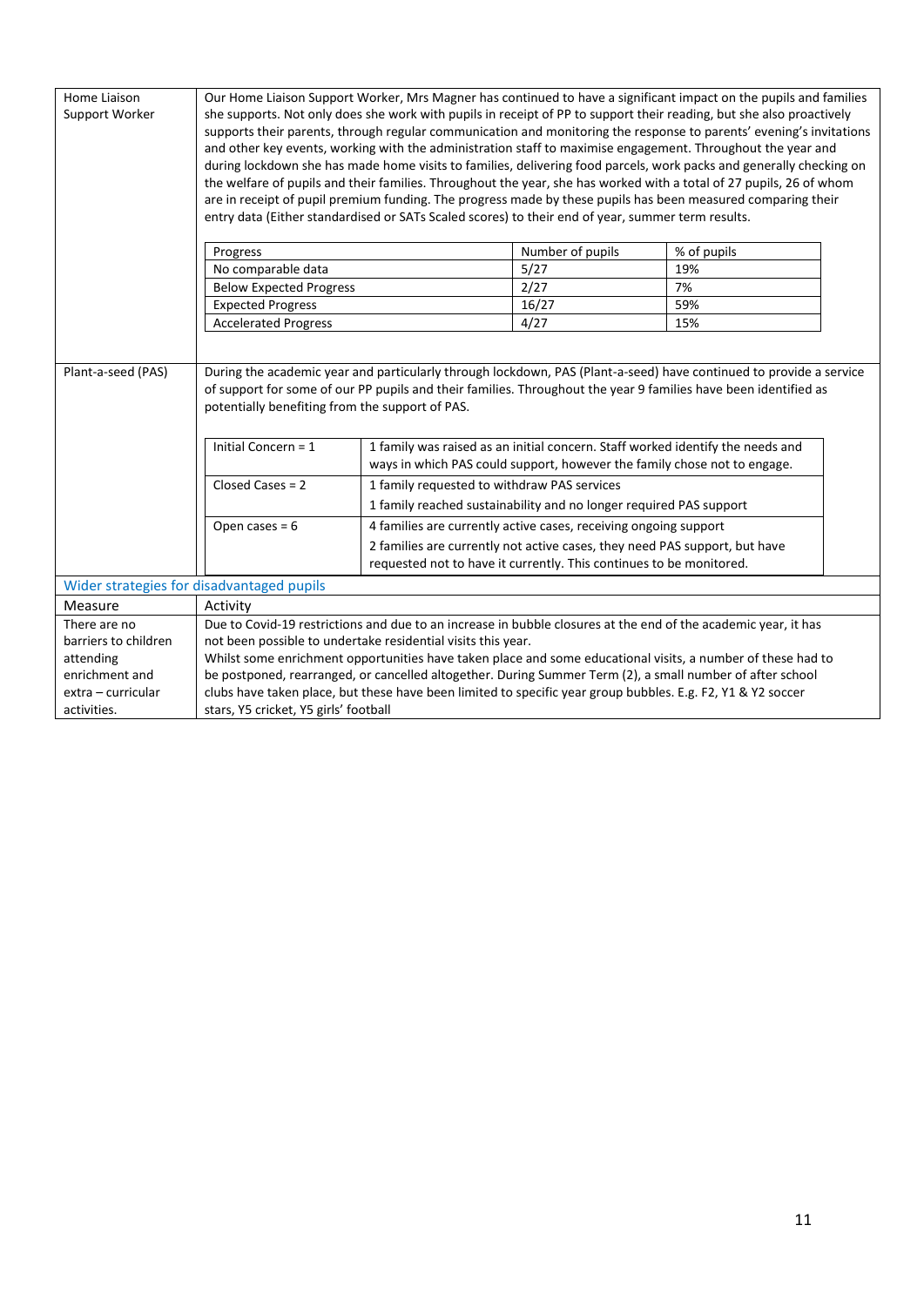| | |
|---|---|
| Home Liaison Support Worker | Our Home Liaison Support Worker, Mrs Magner has continued to have a significant impact on the pupils and families she supports. Not only does she work with pupils in receipt of PP to support their reading, but she also proactively supports their parents, through regular communication and monitoring the response to parents' evening's invitations and other key events, working with the administration staff to maximise engagement. Throughout the year and during lockdown she has made home visits to families, delivering food parcels, work packs and generally checking on the welfare of pupils and their families. Throughout the year, she has worked with a total of 27 pupils, 26 of whom are in receipt of pupil premium funding. The progress made by these pupils has been measured comparing their entry data (Either standardised or SATs Scaled scores) to their end of year, summer term results. |

| Progress | Number of pupils | % of pupils |
|---|---|---|
| No comparable data | 5/27 | 19% |
| Below Expected Progress | 2/27 | 7% |
| Expected Progress | 16/27 | 59% |
| Accelerated Progress | 4/27 | 15% |

| | |
|---|---|
| Plant-a-seed (PAS) | During the academic year and particularly through lockdown, PAS (Plant-a-seed) have continued to provide a service of support for some of our PP pupils and their families. Throughout the year 9 families have been identified as potentially benefiting from the support of PAS. |

| | |
|---|---|
| Initial Concern = 1 | 1 family was raised as an initial concern. Staff worked identify the needs and ways in which PAS could support, however the family chose not to engage. |
| Closed Cases = 2 | 1 family requested to withdraw PAS services<br>1 family reached sustainability and no longer required PAS support |
| Open cases = 6 | 4 families are currently active cases, receiving ongoing support<br>2 families are currently not active cases, they need PAS support, but have requested not to have it currently. This continues to be monitored. |

## Wider strategies for disadvantaged pupils

| Measure | Activity |
|---|---|
| There are no barriers to children attending enrichment and extra – curricular activities. | Due to Covid-19 restrictions and due to an increase in bubble closures at the end of the academic year, it has not been possible to undertake residential visits this year.<br>Whilst some enrichment opportunities have taken place and some educational visits, a number of these had to be postponed, rearranged, or cancelled altogether. During Summer Term (2), a small number of after school clubs have taken place, but these have been limited to specific year group bubbles. E.g. F2, Y1 & Y2 soccer stars, Y5 cricket, Y5 girls' football |